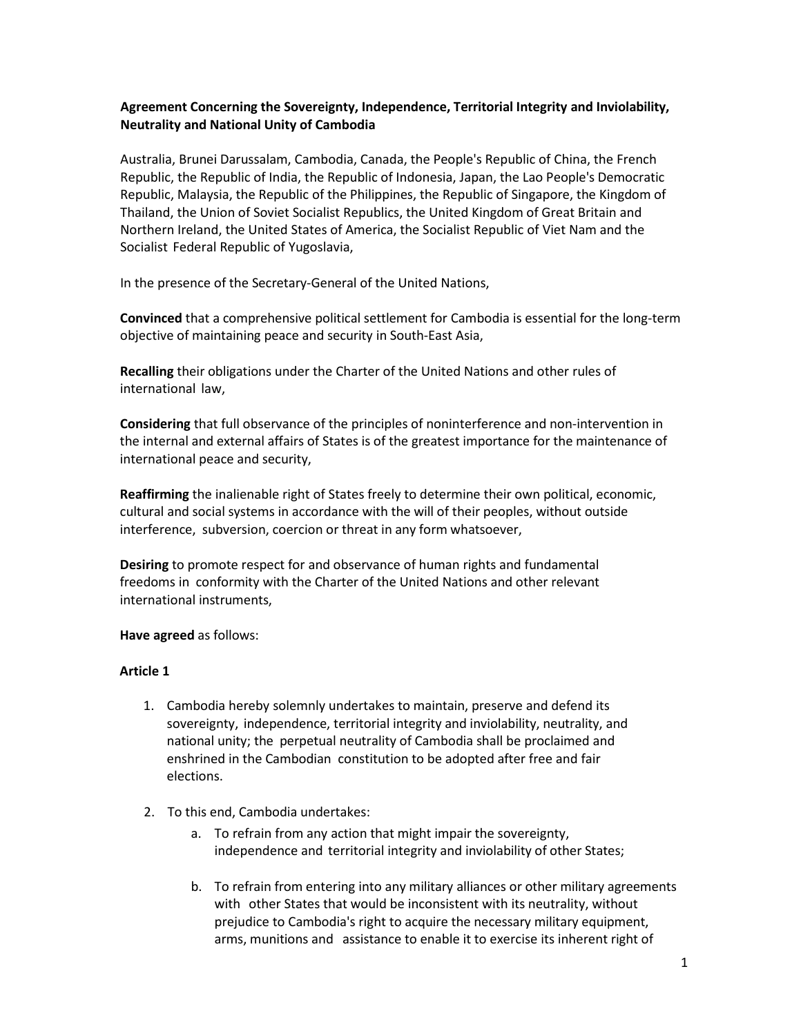**Agreement Concerning the Sovereignty, Independence, Territorial Integrity and Inviolability, Neutrality and National Unity of Cambodia**

Australia, Brunei Darussalam, Cambodia, Canada, the People's Republic of China, the French Republic, the Republic of India, the Republic of Indonesia, Japan, the Lao People's Democratic Republic, Malaysia, the Republic of the Philippines, the Republic of Singapore, the Kingdom of Thailand, the Union of Soviet Socialist Republics, the United Kingdom of Great Britain and Northern Ireland, the United States of America, the Socialist Republic of Viet Nam and the Socialist Federal Republic of Yugoslavia,

In the presence of the Secretary-General of the United Nations,

**Convinced** that a comprehensive political settlement for Cambodia is essential for the long-term objective of maintaining peace and security in South-East Asia,

**Recalling** their obligations under the Charter of the United Nations and other rules of international law,

**Considering** that full observance of the principles of noninterference and non-intervention in the internal and external affairs of States is of the greatest importance for the maintenance of international peace and security,

**Reaffirming** the inalienable right of States freely to determine their own political, economic, cultural and social systems in accordance with the will of their peoples, without outside interference, subversion, coercion or threat in any form whatsoever,

**Desiring** to promote respect for and observance of human rights and fundamental freedoms in conformity with the Charter of the United Nations and other relevant international instruments,

**Have agreed** as follows:

**Article 1**

1. Cambodia hereby solemnly undertakes to maintain, preserve and defend its sovereignty, independence, territorial integrity and inviolability, neutrality, and national unity; the perpetual neutrality of Cambodia shall be proclaimed and enshrined in the Cambodian constitution to be adopted after free and fair elections.

2. To this end, Cambodia undertakes:
    a. To refrain from any action that might impair the sovereignty, independence and territorial integrity and inviolability of other States;

    b. To refrain from entering into any military alliances or other military agreements with other States that would be inconsistent with its neutrality, without prejudice to Cambodia's right to acquire the necessary military equipment, arms, munitions and assistance to enable it to exercise its inherent right of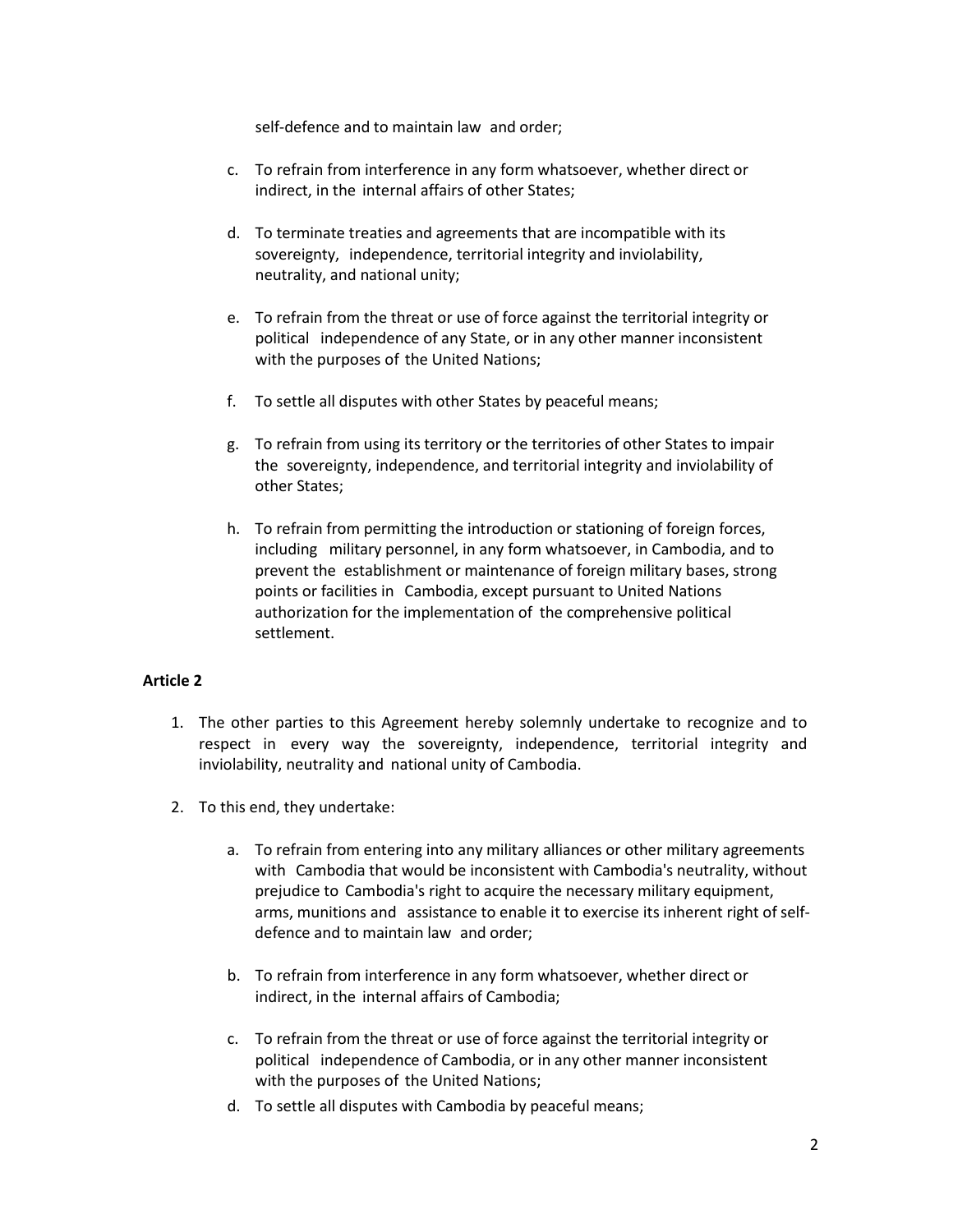self-defence and to maintain law and order;

c. To refrain from interference in any form whatsoever, whether direct or indirect, in the internal affairs of other States;

d. To terminate treaties and agreements that are incompatible with its sovereignty, independence, territorial integrity and inviolability, neutrality, and national unity;

e. To refrain from the threat or use of force against the territorial integrity or political independence of any State, or in any other manner inconsistent with the purposes of the United Nations;

f. To settle all disputes with other States by peaceful means;

g. To refrain from using its territory or the territories of other States to impair the sovereignty, independence, and territorial integrity and inviolability of other States;

h. To refrain from permitting the introduction or stationing of foreign forces, including military personnel, in any form whatsoever, in Cambodia, and to prevent the establishment or maintenance of foreign military bases, strong points or facilities in Cambodia, except pursuant to United Nations authorization for the implementation of the comprehensive political settlement.

**Article 2**

1. The other parties to this Agreement hereby solemnly undertake to recognize and to respect in every way the sovereignty, independence, territorial integrity and inviolability, neutrality and national unity of Cambodia.

2. To this end, they undertake:

   a. To refrain from entering into any military alliances or other military agreements with Cambodia that would be inconsistent with Cambodia's neutrality, without prejudice to Cambodia's right to acquire the necessary military equipment, arms, munitions and assistance to enable it to exercise its inherent right of self-defence and to maintain law and order;

   b. To refrain from interference in any form whatsoever, whether direct or indirect, in the internal affairs of Cambodia;

   c. To refrain from the threat or use of force against the territorial integrity or political independence of Cambodia, or in any other manner inconsistent with the purposes of the United Nations;

   d. To settle all disputes with Cambodia by peaceful means;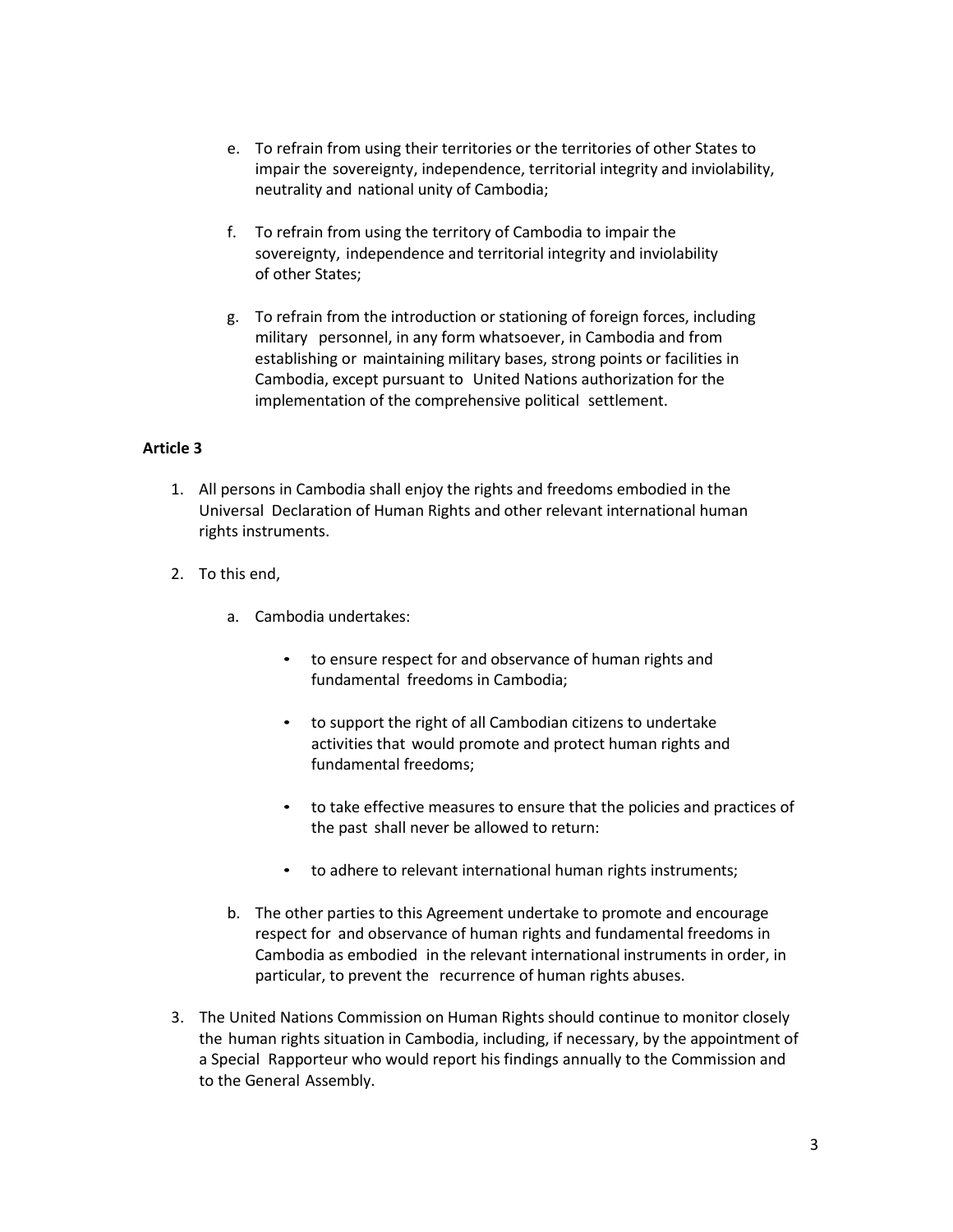e. To refrain from using their territories or the territories of other States to impair the sovereignty, independence, territorial integrity and inviolability, neutrality and national unity of Cambodia;

f. To refrain from using the territory of Cambodia to impair the sovereignty, independence and territorial integrity and inviolability of other States;

g. To refrain from the introduction or stationing of foreign forces, including military personnel, in any form whatsoever, in Cambodia and from establishing or maintaining military bases, strong points or facilities in Cambodia, except pursuant to United Nations authorization for the implementation of the comprehensive political settlement.

**Article 3**

1. All persons in Cambodia shall enjoy the rights and freedoms embodied in the Universal Declaration of Human Rights and other relevant international human rights instruments.

2. To this end,

   a. Cambodia undertakes:

      - to ensure respect for and observance of human rights and fundamental freedoms in Cambodia;

      - to support the right of all Cambodian citizens to undertake activities that would promote and protect human rights and fundamental freedoms;

      - to take effective measures to ensure that the policies and practices of the past shall never be allowed to return:

      - to adhere to relevant international human rights instruments;

   b. The other parties to this Agreement undertake to promote and encourage respect for and observance of human rights and fundamental freedoms in Cambodia as embodied in the relevant international instruments in order, in particular, to prevent the recurrence of human rights abuses.

3. The United Nations Commission on Human Rights should continue to monitor closely the human rights situation in Cambodia, including, if necessary, by the appointment of a Special Rapporteur who would report his findings annually to the Commission and to the General Assembly.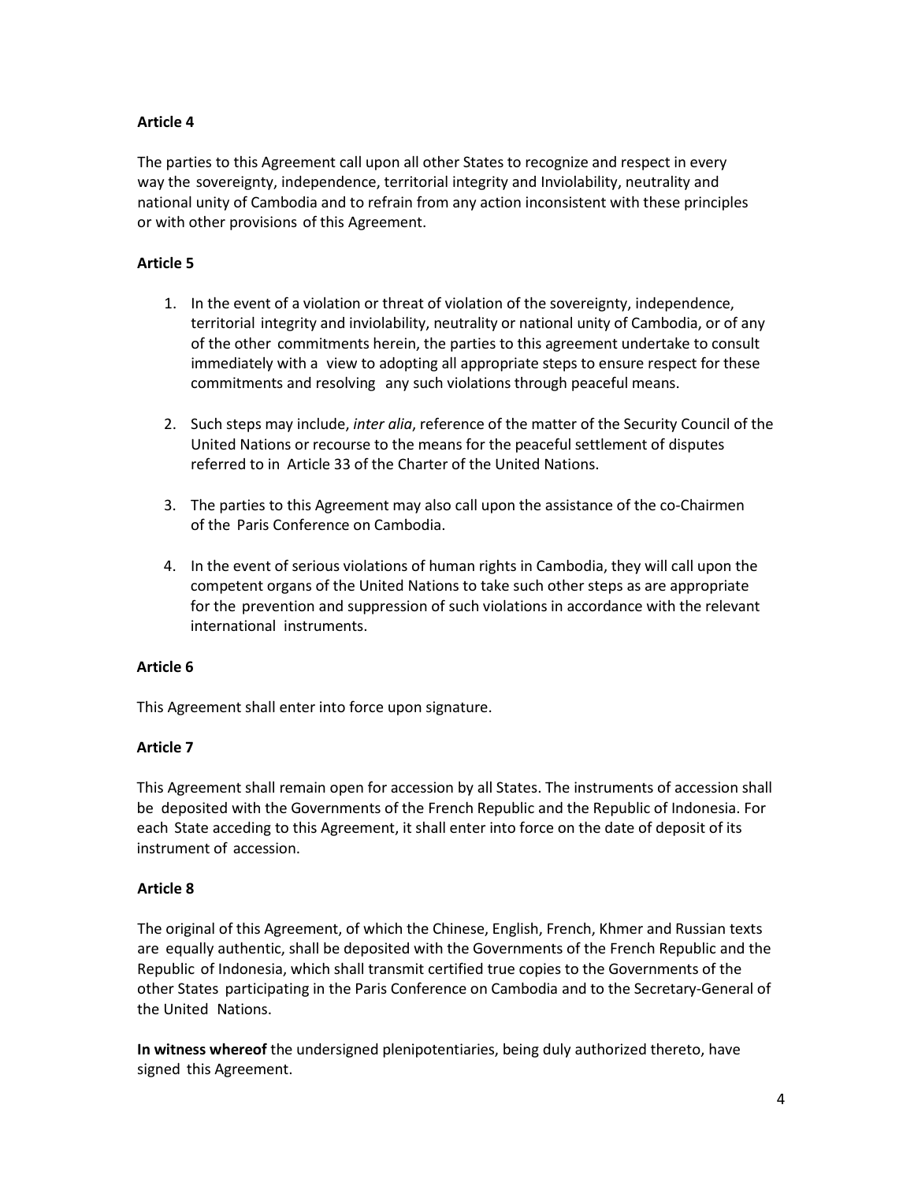**Article 4**

The parties to this Agreement call upon all other States to recognize and respect in every way the sovereignty, independence, territorial integrity and Inviolability, neutrality and national unity of Cambodia and to refrain from any action inconsistent with these principles or with other provisions of this Agreement.

**Article 5**

1. In the event of a violation or threat of violation of the sovereignty, independence, territorial integrity and inviolability, neutrality or national unity of Cambodia, or of any of the other commitments herein, the parties to this agreement undertake to consult immediately with a view to adopting all appropriate steps to ensure respect for these commitments and resolving any such violations through peaceful means.

2. Such steps may include, *inter alia*, reference of the matter of the Security Council of the United Nations or recourse to the means for the peaceful settlement of disputes referred to in Article 33 of the Charter of the United Nations.

3. The parties to this Agreement may also call upon the assistance of the co-Chairmen of the Paris Conference on Cambodia.

4. In the event of serious violations of human rights in Cambodia, they will call upon the competent organs of the United Nations to take such other steps as are appropriate for the prevention and suppression of such violations in accordance with the relevant international instruments.

**Article 6**

This Agreement shall enter into force upon signature.

**Article 7**

This Agreement shall remain open for accession by all States. The instruments of accession shall be deposited with the Governments of the French Republic and the Republic of Indonesia. For each State acceding to this Agreement, it shall enter into force on the date of deposit of its instrument of accession.

**Article 8**

The original of this Agreement, of which the Chinese, English, French, Khmer and Russian texts are equally authentic, shall be deposited with the Governments of the French Republic and the Republic of Indonesia, which shall transmit certified true copies to the Governments of the other States participating in the Paris Conference on Cambodia and to the Secretary-General of the United Nations.

**In witness whereof** the undersigned plenipotentiaries, being duly authorized thereto, have signed this Agreement.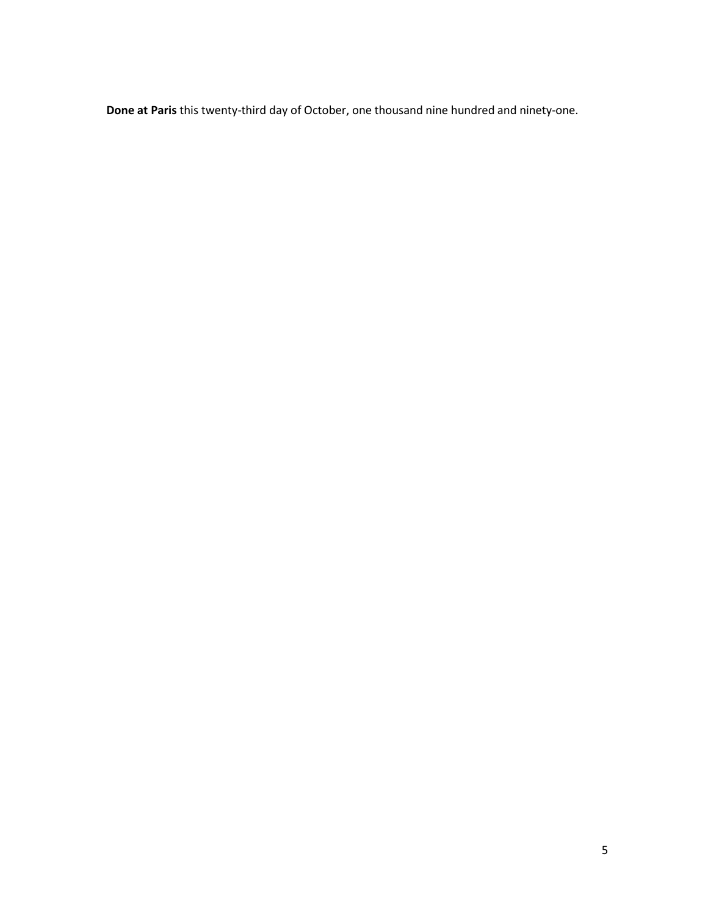**Done at Paris** this twenty-third day of October, one thousand nine hundred and ninety-one.